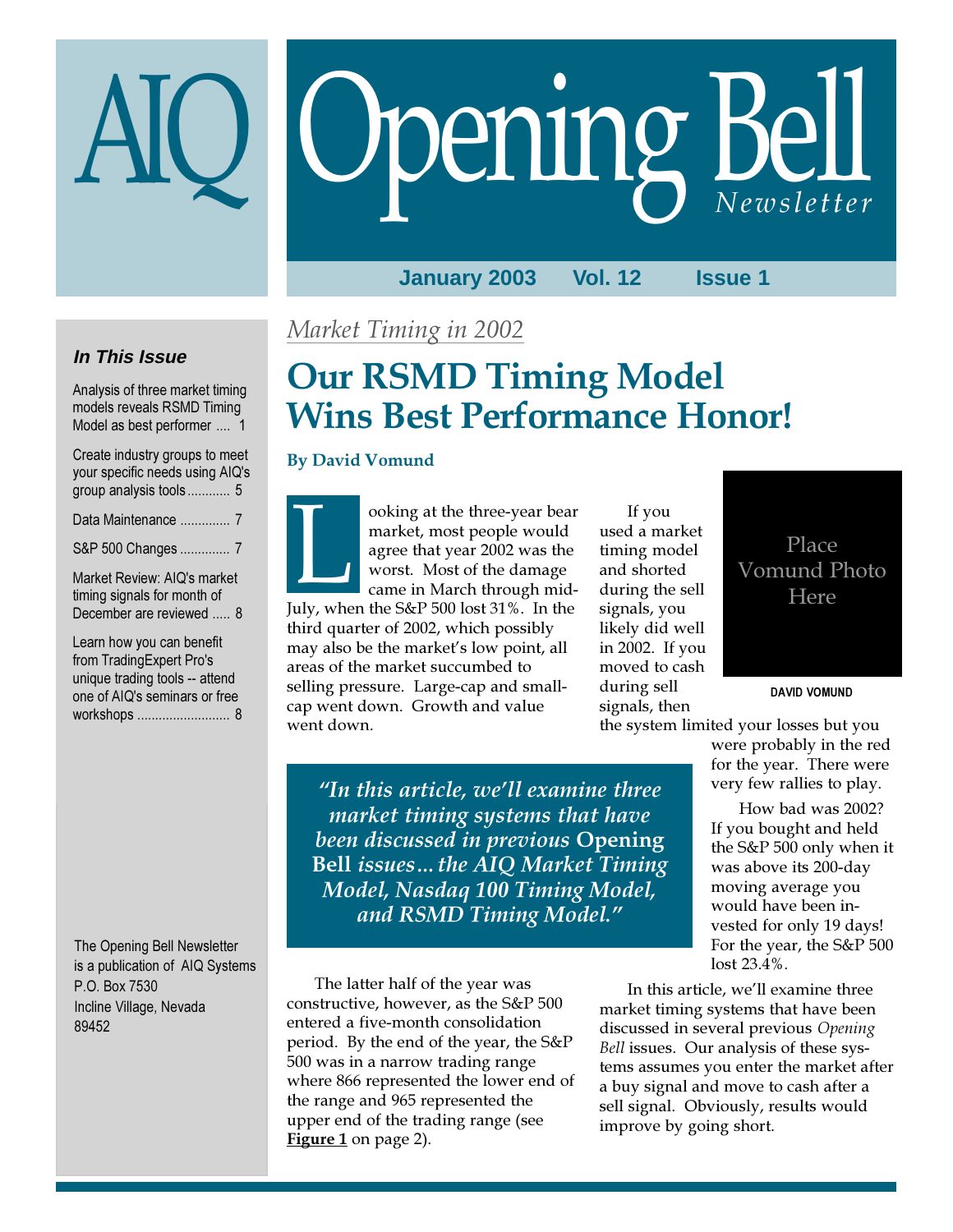# AIQ Opening Bell *Newsletter*

**January 2003 Vol. 12 Issue 1**

### *In This Issue*

Analysis of three market timing models reveals RSMD Timing Model as best performer .... 1

Create industry groups to meet your specific needs using AIQ's group analysis tools ........... 5

Data Maintenance ............. 7

S&P 500 Changes ............. 7

Market Review: AIQ's market timing signals for month of December are reviewed ..... 8

Learn how you can benefit from TradingExpert Pro's unique trading tools -- attend one of AIQ's seminars or free workshops ......................... 8

The Opening Bell Newsletter is a publication of AIQ Systems
P.O. Box 7530
Incline Village, Nevada
89452

*Market Timing in 2002*

# Our RSMD Timing Model Wins Best Performance Honor!

**By David Vomund**

Place Vomund Photo Here

DAVID VOMUND

Looking at the three-year bear market, most people would agree that year 2002 was the worst. Most of the damage came in March through mid-July, when the S&P 500 lost 31%. In the third quarter of 2002, which possibly may also be the market's low point, all areas of the market succumbed to selling pressure. Large-cap and small-cap went down. Growth and value went down.

If you used a market timing model and shorted during the sell signals, you likely did well in 2002. If you moved to cash during sell signals, then the system limited your losses but you were probably in the red for the year. There were very few rallies to play.

How bad was 2002? If you bought and held the S&P 500 only when it was above its 200-day moving average you would have been invested for only 19 days! For the year, the S&P 500 lost 23.4%.

> *"In this article, we'll examine three market timing systems that have been discussed in previous* **Opening Bell** *issues...the AIQ Market Timing Model, Nasdaq 100 Timing Model, and RSMD Timing Model."*

The latter half of the year was constructive, however, as the S&P 500 entered a five-month consolidation period. By the end of the year, the S&P 500 was in a narrow trading range where 866 represented the lower end of the range and 965 represented the upper end of the trading range (see **Figure 1** on page 2).

In this article, we'll examine three market timing systems that have been discussed in several previous *Opening Bell* issues. Our analysis of these systems assumes you enter the market after a buy signal and move to cash after a sell signal. Obviously, results would improve by going short.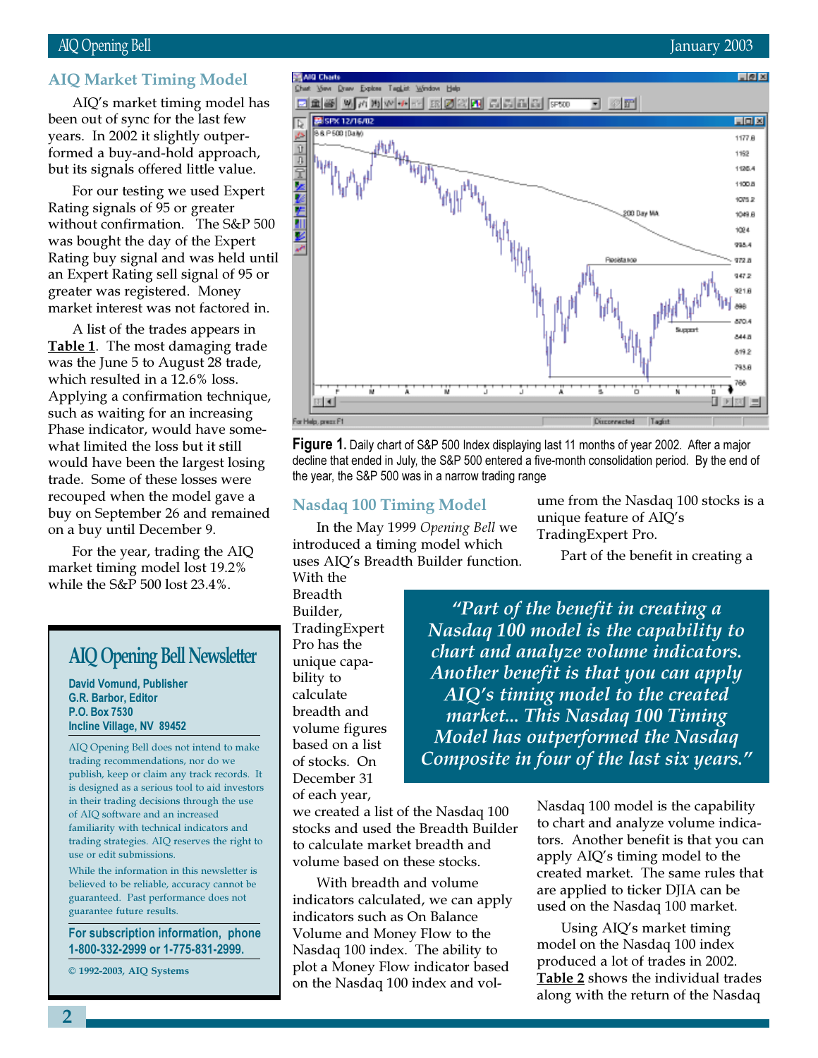## AIQ Market Timing Model

AIQ's market timing model has been out of sync for the last few years. In 2002 it slightly outperformed a buy-and-hold approach, but its signals offered little value.

For our testing we used Expert Rating signals of 95 or greater without confirmation. The S&P 500 was bought the day of the Expert Rating buy signal and was held until an Expert Rating sell signal of 95 or greater was registered. Money market interest was not factored in.

A list of the trades appears in **Table 1**. The most damaging trade was the June 5 to August 28 trade, which resulted in a 12.6% loss. Applying a confirmation technique, such as waiting for an increasing Phase indicator, would have somewhat limited the loss but it still would have been the largest losing trade. Some of these losses were recouped when the model gave a buy on September 26 and remained on a buy until December 9.

For the year, trading the AIQ market timing model lost 19.2% while the S&P 500 lost 23.4%.

**Figure 1.** Daily chart of S&P 500 Index displaying last 11 months of year 2002. After a major decline that ended in July, the S&P 500 entered a five-month consolidation period. By the end of the year, the S&P 500 was in a narrow trading range

## AIQ Opening Bell Newsletter

**David Vomund, Publisher**
**G.R. Barbor, Editor**
**P.O. Box 7530**
**Incline Village, NV 89452**

AIQ Opening Bell does not intend to make trading recommendations, nor do we publish, keep or claim any track records. It is designed as a serious tool to aid investors in their trading decisions through the use of AIQ software and an increased familiarity with technical indicators and trading strategies. AIQ reserves the right to use or edit submissions.

While the information in this newsletter is believed to be reliable, accuracy cannot be guaranteed. Past performance does not guarantee future results.

**For subscription information, phone 1-800-332-2999 or 1-775-831-2999.**

© 1992-2003, AIQ Systems

## Nasdaq 100 Timing Model

In the May 1999 *Opening Bell* we introduced a timing model which uses AIQ's Breadth Builder function. With the Breadth Builder, TradingExpert Pro has the unique capability to calculate breadth and volume figures based on a list of stocks. On December 31 of each year, we created a list of the Nasdaq 100 stocks and used the Breadth Builder to calculate market breadth and volume based on these stocks.

With breadth and volume indicators calculated, we can apply indicators such as On Balance Volume and Money Flow to the Nasdaq 100 index. The ability to plot a Money Flow indicator based on the Nasdaq 100 index and volume from the Nasdaq 100 stocks is a unique feature of AIQ's TradingExpert Pro.

> *"Part of the benefit in creating a Nasdaq 100 model is the capability to chart and analyze volume indicators. Another benefit is that you can apply AIQ's timing model to the created market... This Nasdaq 100 Timing Model has outperformed the Nasdaq Composite in four of the last six years."*

Part of the benefit in creating a Nasdaq 100 model is the capability to chart and analyze volume indicators. Another benefit is that you can apply AIQ's timing model to the created market. The same rules that are applied to ticker DJIA can be used on the Nasdaq 100 market.

Using AIQ's market timing model on the Nasdaq 100 index produced a lot of trades in 2002. **Table 2** shows the individual trades along with the return of the Nasdaq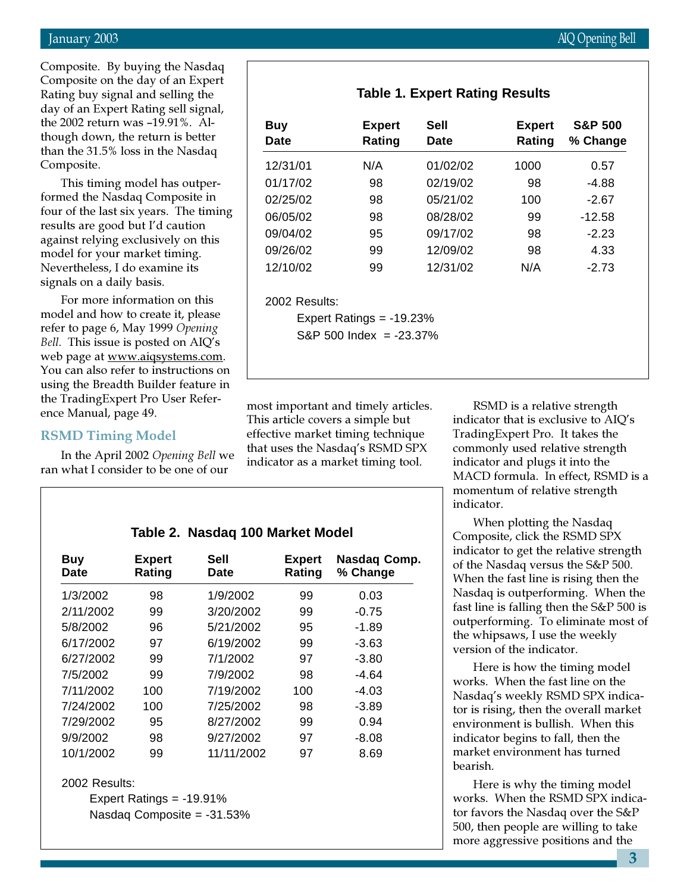Composite. By buying the Nasdaq Composite on the day of an Expert Rating buy signal and selling the day of an Expert Rating sell signal, the 2002 return was –19.91%. Although down, the return is better than the 31.5% loss in the Nasdaq Composite.

This timing model has outperformed the Nasdaq Composite in four of the last six years. The timing results are good but I'd caution against relying exclusively on this model for your market timing. Nevertheless, I do examine its signals on a daily basis.

For more information on this model and how to create it, please refer to page 6, May 1999 *Opening Bell.* This issue is posted on AIQ's web page at www.aiqsystems.com. You can also refer to instructions on using the Breadth Builder feature in the TradingExpert Pro User Reference Manual, page 49.

**Table 1. Expert Rating Results**

| Buy Date | Expert Rating | Sell Date | Expert Rating | S&P 500 % Change |
|---|---|---|---|---|
| 12/31/01 | N/A | 01/02/02 | 1000 | 0.57 |
| 01/17/02 | 98 | 02/19/02 | 98 | -4.88 |
| 02/25/02 | 98 | 05/21/02 | 100 | -2.67 |
| 06/05/02 | 98 | 08/28/02 | 99 | -12.58 |
| 09/04/02 | 95 | 09/17/02 | 98 | -2.23 |
| 09/26/02 | 99 | 12/09/02 | 98 | 4.33 |
| 12/10/02 | 99 | 12/31/02 | N/A | -2.73 |

2002 Results:
Expert Ratings = -19.23%
S&P 500 Index = -23.37%

## RSMD Timing Model

In the April 2002 *Opening Bell* we ran what I consider to be one of our most important and timely articles. This article covers a simple but effective market timing technique that uses the Nasdaq's RSMD SPX indicator as a market timing tool.

**Table 2. Nasdaq 100 Market Model**

| Buy Date | Expert Rating | Sell Date | Expert Rating | Nasdaq Comp. % Change |
|---|---|---|---|---|
| 1/3/2002 | 98 | 1/9/2002 | 99 | 0.03 |
| 2/11/2002 | 99 | 3/20/2002 | 99 | -0.75 |
| 5/8/2002 | 96 | 5/21/2002 | 95 | -1.89 |
| 6/17/2002 | 97 | 6/19/2002 | 99 | -3.63 |
| 6/27/2002 | 99 | 7/1/2002 | 97 | -3.80 |
| 7/5/2002 | 99 | 7/9/2002 | 98 | -4.64 |
| 7/11/2002 | 100 | 7/19/2002 | 100 | -4.03 |
| 7/24/2002 | 100 | 7/25/2002 | 98 | -3.89 |
| 7/29/2002 | 95 | 8/27/2002 | 99 | 0.94 |
| 9/9/2002 | 98 | 9/27/2002 | 97 | -8.08 |
| 10/1/2002 | 99 | 11/11/2002 | 97 | 8.69 |

2002 Results:
Expert Ratings = -19.91%
Nasdaq Composite = -31.53%

RSMD is a relative strength indicator that is exclusive to AIQ's TradingExpert Pro. It takes the commonly used relative strength indicator and plugs it into the MACD formula. In effect, RSMD is a momentum of relative strength indicator.

When plotting the Nasdaq Composite, click the RSMD SPX indicator to get the relative strength of the Nasdaq versus the S&P 500. When the fast line is rising then the Nasdaq is outperforming. When the fast line is falling then the S&P 500 is outperforming. To eliminate most of the whipsaws, I use the weekly version of the indicator.

Here is how the timing model works. When the fast line on the Nasdaq's weekly RSMD SPX indicator is rising, then the overall market environment is bullish. When this indicator begins to fall, then the market environment has turned bearish.

Here is why the timing model works. When the RSMD SPX indicator favors the Nasdaq over the S&P 500, then people are willing to take more aggressive positions and the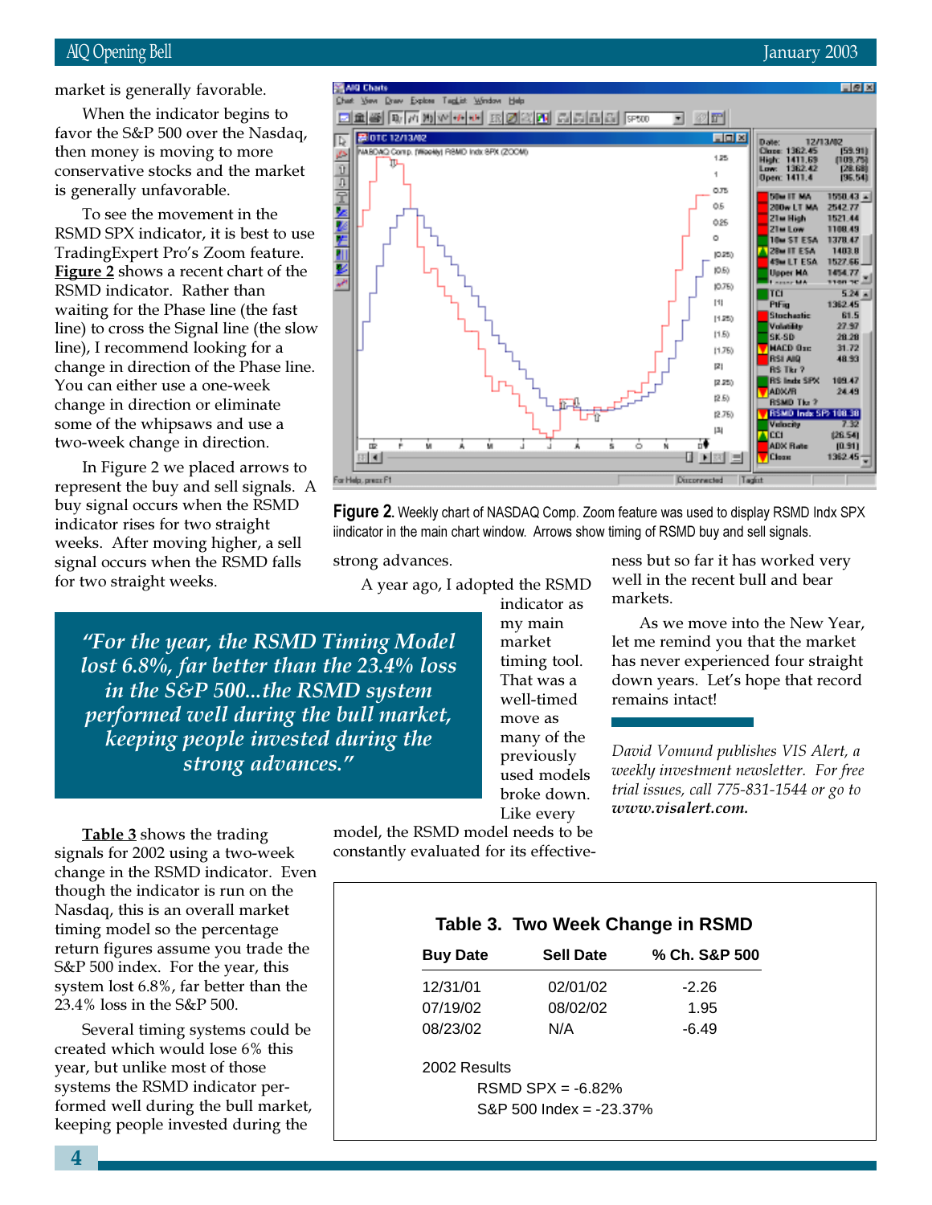market is generally favorable.

When the indicator begins to favor the S&P 500 over the Nasdaq, then money is moving to more conservative stocks and the market is generally unfavorable.

To see the movement in the RSMD SPX indicator, it is best to use TradingExpert Pro's Zoom feature. **Figure 2** shows a recent chart of the RSMD indicator. Rather than waiting for the Phase line (the fast line) to cross the Signal line (the slow line), I recommend looking for a change in direction of the Phase line. You can either use a one-week change in direction or eliminate some of the whipsaws and use a two-week change in direction.

In Figure 2 we placed arrows to represent the buy and sell signals. A buy signal occurs when the RSMD indicator rises for two straight weeks. After moving higher, a sell signal occurs when the RSMD falls for two straight weeks.

**Figure 2.** Weekly chart of NASDAQ Comp. Zoom feature was used to display RSMD Indx SPX iindicator in the main chart window. Arrows show timing of RSMD buy and sell signals.

> *"For the year, the RSMD Timing Model lost 6.8%, far better than the 23.4% loss in the S&P 500...the RSMD system performed well during the bull market, keeping people invested during the strong advances."*

**Table 3** shows the trading signals for 2002 using a two-week change in the RSMD indicator. Even though the indicator is run on the Nasdaq, this is an overall market timing model so the percentage return figures assume you trade the S&P 500 index. For the year, this system lost 6.8%, far better than the 23.4% loss in the S&P 500.

Several timing systems could be created which would lose 6% this year, but unlike most of those systems the RSMD indicator performed well during the bull market, keeping people invested during the strong advances.

A year ago, I adopted the RSMD indicator as my main market timing tool. That was a well-timed move as many of the previously used models broke down. Like every model, the RSMD model needs to be constantly evaluated for its effectiveness but so far it has worked very well in the recent bull and bear markets.

As we move into the New Year, let me remind you that the market has never experienced four straight down years. Let's hope that record remains intact!

*David Vomund publishes VIS Alert, a weekly investment newsletter. For free trial issues, call 775-831-1544 or go to* ***www.visalert.com.***

**Table 3. Two Week Change in RSMD**

| Buy Date | Sell Date | % Ch. S&P 500 |
|---|---|---|
| 12/31/01 | 02/01/02 | -2.26 |
| 07/19/02 | 08/02/02 | 1.95 |
| 08/23/02 | N/A | -6.49 |

2002 Results

RSMD SPX = -6.82%

S&P 500 Index = -23.37%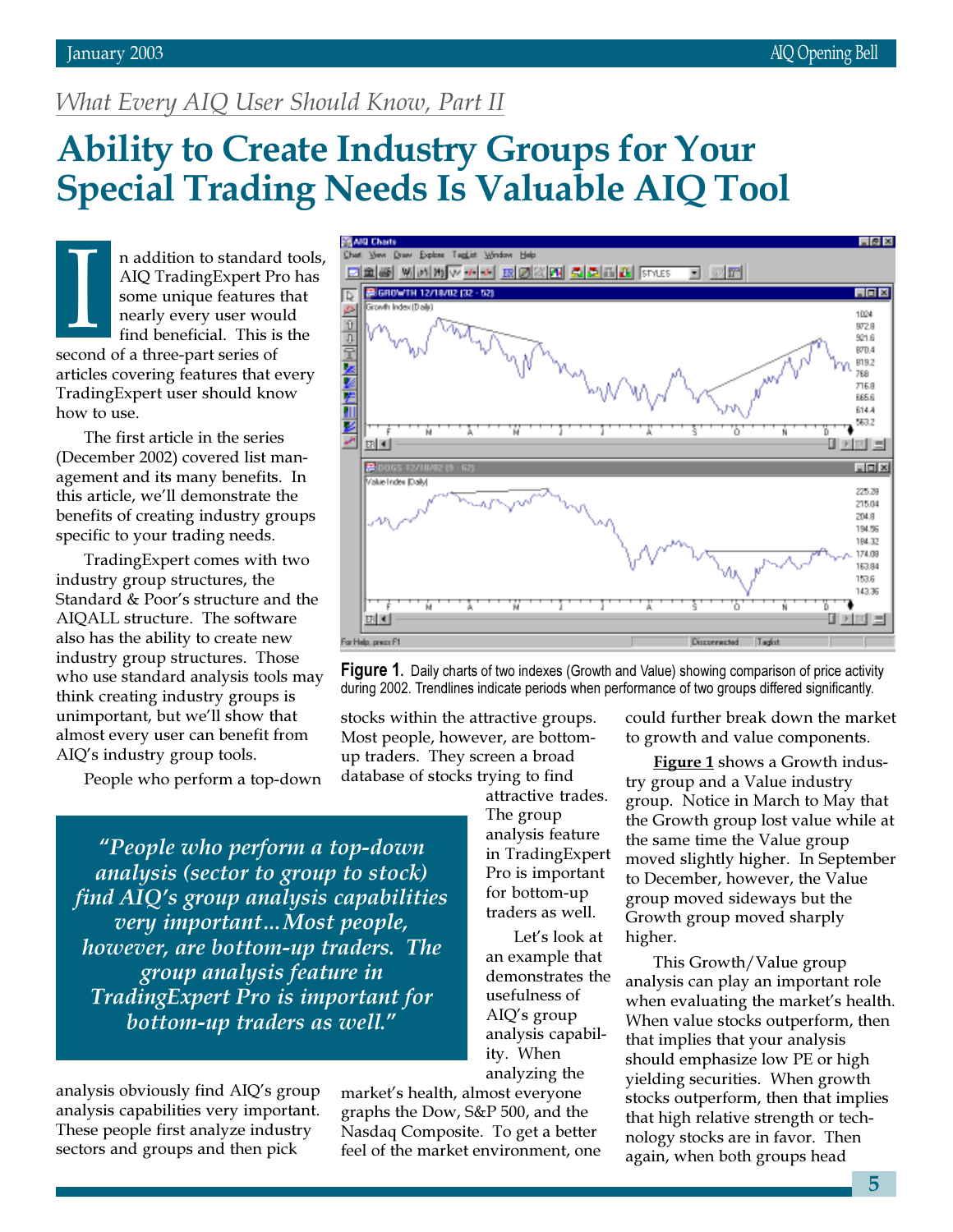*What Every AIQ User Should Know, Part II*

# Ability to Create Industry Groups for Your Special Trading Needs Is Valuable AIQ Tool

In addition to standard tools, AIQ TradingExpert Pro has some unique features that nearly every user would find beneficial. This is the second of a three-part series of articles covering features that every TradingExpert user should know how to use.

The first article in the series (December 2002) covered list management and its many benefits. In this article, we'll demonstrate the benefits of creating industry groups specific to your trading needs.

TradingExpert comes with two industry group structures, the Standard & Poor's structure and the AIQALL structure. The software also has the ability to create new industry group structures. Those who use standard analysis tools may think creating industry groups is unimportant, but we'll show that almost every user can benefit from AIQ's industry group tools.

People who perform a top-down analysis obviously find AIQ's group analysis capabilities very important. These people first analyze industry sectors and groups and then pick stocks within the attractive groups. Most people, however, are bottom-up traders. They screen a broad database of stocks trying to find attractive trades. The group analysis feature in TradingExpert Pro is important for bottom-up traders as well.

> *"People who perform a top-down analysis (sector to group to stock) find AIQ's group analysis capabilities very important…Most people, however, are bottom-up traders. The group analysis feature in TradingExpert Pro is important for bottom-up traders as well."*

Let's look at an example that demonstrates the usefulness of AIQ's group analysis capability. When analyzing the market's health, almost everyone graphs the Dow, S&P 500, and the Nasdaq Composite. To get a better feel of the market environment, one could further break down the market to growth and value components.

**Figure 1.** Daily charts of two indexes (Growth and Value) showing comparison of price activity during 2002. Trendlines indicate periods when performance of two groups differed significantly.

**Figure 1** shows a Growth industry group and a Value industry group. Notice in March to May that the Growth group lost value while at the same time the Value group moved slightly higher. In September to December, however, the Value group moved sideways but the Growth group moved sharply higher.

This Growth/Value group analysis can play an important role when evaluating the market's health. When value stocks outperform, then that implies that your analysis should emphasize low PE or high yielding securities. When growth stocks outperform, then that implies that high relative strength or technology stocks are in favor. Then again, when both groups head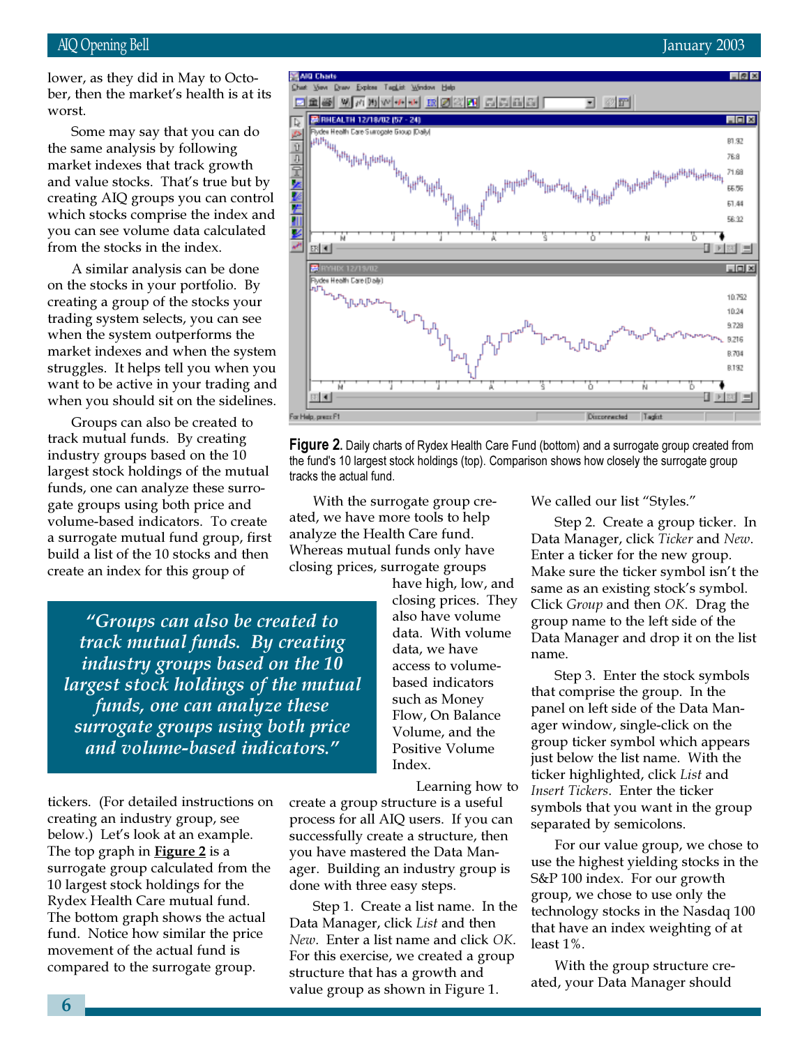lower, as they did in May to October, then the market's health is at its worst.

Some may say that you can do the same analysis by following market indexes that track growth and value stocks. That's true but by creating AIQ groups you can control which stocks comprise the index and you can see volume data calculated from the stocks in the index.

A similar analysis can be done on the stocks in your portfolio. By creating a group of the stocks your trading system selects, you can see when the system outperforms the market indexes and when the system struggles. It helps tell you when you want to be active in your trading and when you should sit on the sidelines.

Groups can also be created to track mutual funds. By creating industry groups based on the 10 largest stock holdings of the mutual funds, one can analyze these surrogate groups using both price and volume-based indicators. To create a surrogate mutual fund group, first build a list of the 10 stocks and then create an index for this group of tickers. (For detailed instructions on creating an industry group, see below.) Let's look at an example. The top graph in **Figure 2** is a surrogate group calculated from the 10 largest stock holdings for the Rydex Health Care mutual fund. The bottom graph shows the actual fund. Notice how similar the price movement of the actual fund is compared to the surrogate group.

> *"Groups can also be created to track mutual funds. By creating industry groups based on the 10 largest stock holdings of the mutual funds, one can analyze these surrogate groups using both price and volume-based indicators."*

**Figure 2.** Daily charts of Rydex Health Care Fund (bottom) and a surrogate group created from the fund's 10 largest stock holdings (top). Comparison shows how closely the surrogate group tracks the actual fund.

With the surrogate group created, we have more tools to help analyze the Health Care fund. Whereas mutual funds only have closing prices, surrogate groups have high, low, and closing prices. They also have volume data. With volume data, we have access to volume-based indicators such as Money Flow, On Balance Volume, and the Positive Volume Index.

Learning how to create a group structure is a useful process for all AIQ users. If you can successfully create a structure, then you have mastered the Data Manager. Building an industry group is done with three easy steps.

Step 1. Create a list name. In the Data Manager, click *List* and then *New*. Enter a list name and click *OK*. For this exercise, we created a group structure that has a growth and value group as shown in Figure 1. We called our list "Styles."

Step 2. Create a group ticker. In Data Manager, click *Ticker* and *New*. Enter a ticker for the new group. Make sure the ticker symbol isn't the same as an existing stock's symbol. Click *Group* and then *OK*. Drag the group name to the left side of the Data Manager and drop it on the list name.

Step 3. Enter the stock symbols that comprise the group. In the panel on left side of the Data Manager window, single-click on the group ticker symbol which appears just below the list name. With the ticker highlighted, click *List* and *Insert Tickers*. Enter the ticker symbols that you want in the group separated by semicolons.

For our value group, we chose to use the highest yielding stocks in the S&P 100 index. For our growth group, we chose to use only the technology stocks in the Nasdaq 100 that have an index weighting of at least 1%.

With the group structure created, your Data Manager should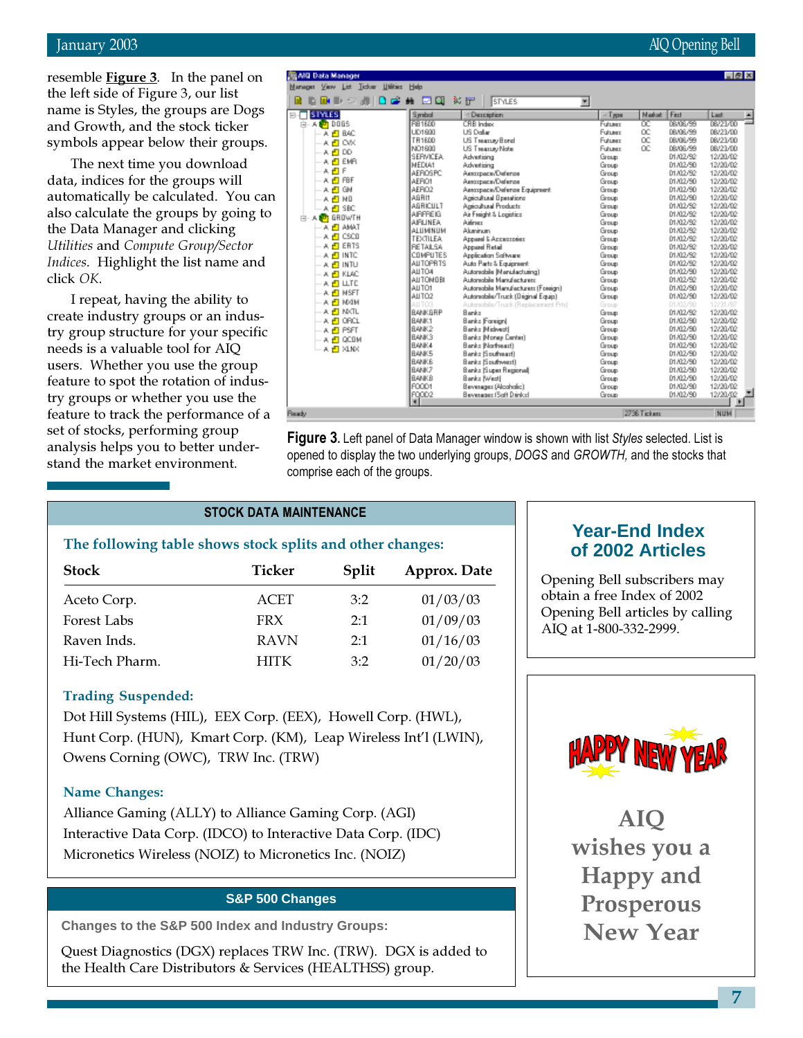resemble **Figure 3**. In the panel on the left side of Figure 3, our list name is Styles, the groups are Dogs and Growth, and the stock ticker symbols appear below their groups.

The next time you download data, indices for the groups will automatically be calculated. You can also calculate the groups by going to the Data Manager and clicking *Utilities* and *Compute Group/Sector Indices*. Highlight the list name and click *OK*.

I repeat, having the ability to create industry groups or an industry group structure for your specific needs is a valuable tool for AIQ users. Whether you use the group feature to spot the rotation of industry groups or whether you use the feature to track the performance of a set of stocks, performing group analysis helps you to better understand the market environment.

**Figure 3.** Left panel of Data Manager window is shown with list *Styles* selected. List is opened to display the two underlying groups, *DOGS* and *GROWTH*, and the stocks that comprise each of the groups.

## STOCK DATA MAINTENANCE

**The following table shows stock splits and other changes:**

| Stock | Ticker | Split | Approx. Date |
|---|---|---|---|
| Aceto Corp. | ACET | 3:2 | 01/03/03 |
| Forest Labs | FRX | 2:1 | 01/09/03 |
| Raven Inds. | RAVN | 2:1 | 01/16/03 |
| Hi-Tech Pharm. | HITK | 3:2 | 01/20/03 |

**Trading Suspended:**

Dot Hill Systems (HIL), EEX Corp. (EEX), Howell Corp. (HWL), Hunt Corp. (HUN), Kmart Corp. (KM), Leap Wireless Int'l (LWIN), Owens Corning (OWC), TRW Inc. (TRW)

**Name Changes:**

Alliance Gaming (ALLY) to Alliance Gaming Corp. (AGI)
Interactive Data Corp. (IDCO) to Interactive Data Corp. (IDC)
Micronetics Wireless (NOIZ) to Micronetics Inc. (NOIZ)

## S&P 500 Changes

**Changes to the S&P 500 Index and Industry Groups:**

Quest Diagnostics (DGX) replaces TRW Inc. (TRW). DGX is added to the Health Care Distributors & Services (HEALTHSS) group.

## Year-End Index of 2002 Articles

Opening Bell subscribers may obtain a free Index of 2002 Opening Bell articles by calling AIQ at 1-800-332-2999.

HAPPY NEW YEAR

**AIQ wishes you a Happy and Prosperous New Year**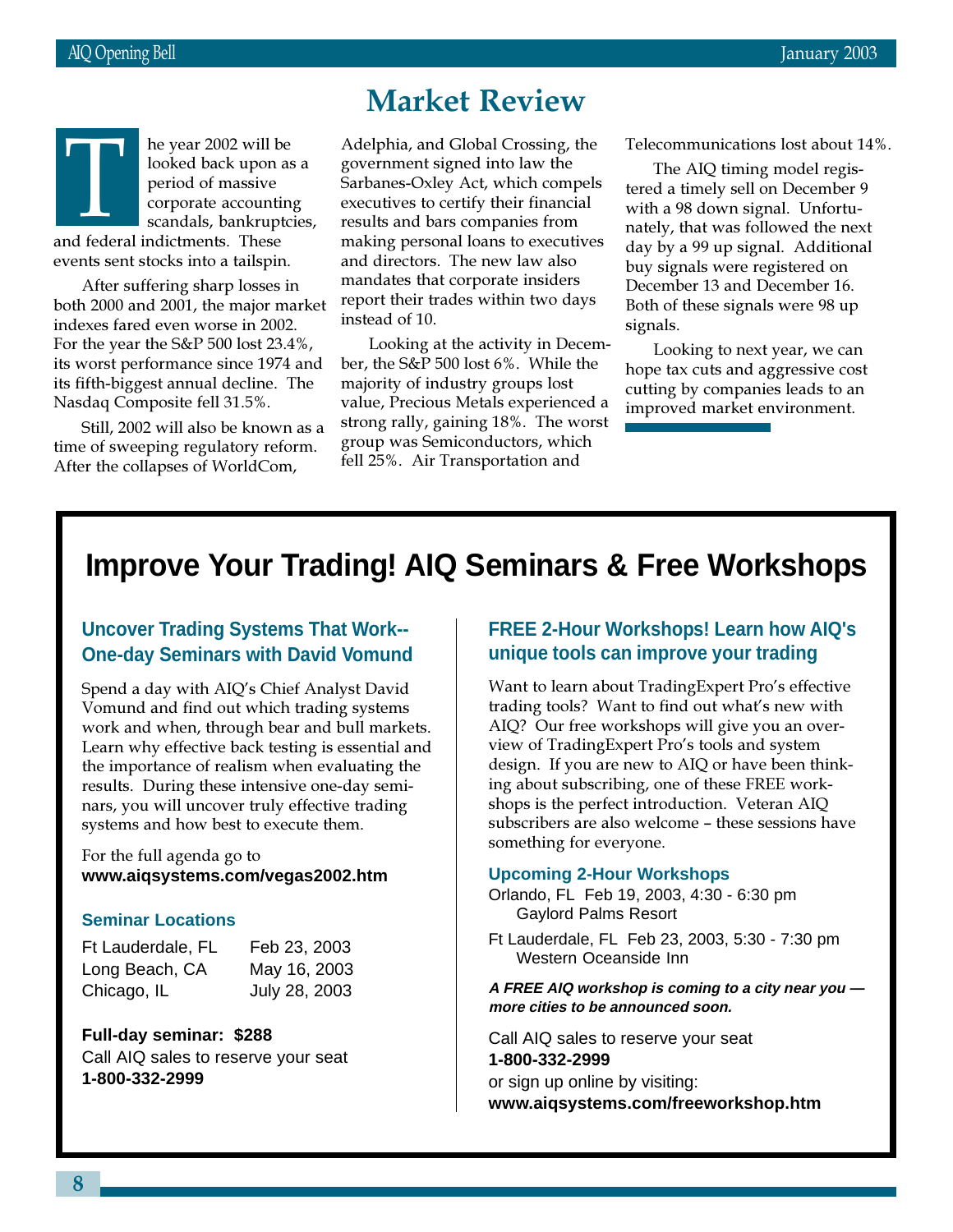# Market Review

The year 2002 will be looked back upon as a period of massive corporate accounting scandals, bankruptcies, and federal indictments. These events sent stocks into a tailspin.

After suffering sharp losses in both 2000 and 2001, the major market indexes fared even worse in 2002. For the year the S&P 500 lost 23.4%, its worst performance since 1974 and its fifth-biggest annual decline. The Nasdaq Composite fell 31.5%.

Still, 2002 will also be known as a time of sweeping regulatory reform. After the collapses of WorldCom, Adelphia, and Global Crossing, the government signed into law the Sarbanes-Oxley Act, which compels executives to certify their financial results and bars companies from making personal loans to executives and directors. The new law also mandates that corporate insiders report their trades within two days instead of 10.

Looking at the activity in December, the S&P 500 lost 6%. While the majority of industry groups lost value, Precious Metals experienced a strong rally, gaining 18%. The worst group was Semiconductors, which fell 25%. Air Transportation and Telecommunications lost about 14%.

The AIQ timing model registered a timely sell on December 9 with a 98 down signal. Unfortunately, that was followed the next day by a 99 up signal. Additional buy signals were registered on December 13 and December 16. Both of these signals were 98 up signals.

Looking to next year, we can hope tax cuts and aggressive cost cutting by companies leads to an improved market environment.

# Improve Your Trading! AIQ Seminars & Free Workshops

## Uncover Trading Systems That Work-- One-day Seminars with David Vomund

Spend a day with AIQ's Chief Analyst David Vomund and find out which trading systems work and when, through bear and bull markets. Learn why effective back testing is essential and the importance of realism when evaluating the results. During these intensive one-day seminars, you will uncover truly effective trading systems and how best to execute them.

For the full agenda go to
**www.aiqsystems.com/vegas2002.htm**

### Seminar Locations

| | |
|---|---|
| Ft Lauderdale, FL | Feb 23, 2003 |
| Long Beach, CA | May 16, 2003 |
| Chicago, IL | July 28, 2003 |

**Full-day seminar: $288**
Call AIQ sales to reserve your seat
**1-800-332-2999**

## FREE 2-Hour Workshops! Learn how AIQ's unique tools can improve your trading

Want to learn about TradingExpert Pro's effective trading tools? Want to find out what's new with AIQ? Our free workshops will give you an overview of TradingExpert Pro's tools and system design. If you are new to AIQ or have been thinking about subscribing, one of these FREE workshops is the perfect introduction. Veteran AIQ subscribers are also welcome – these sessions have something for everyone.

### Upcoming 2-Hour Workshops

Orlando, FL Feb 19, 2003, 4:30 - 6:30 pm
Gaylord Palms Resort

Ft Lauderdale, FL Feb 23, 2003, 5:30 - 7:30 pm
Western Oceanside Inn

***A FREE AIQ workshop is coming to a city near you — more cities to be announced soon.***

Call AIQ sales to reserve your seat
**1-800-332-2999**
or sign up online by visiting:
**www.aiqsystems.com/freeworkshop.htm**